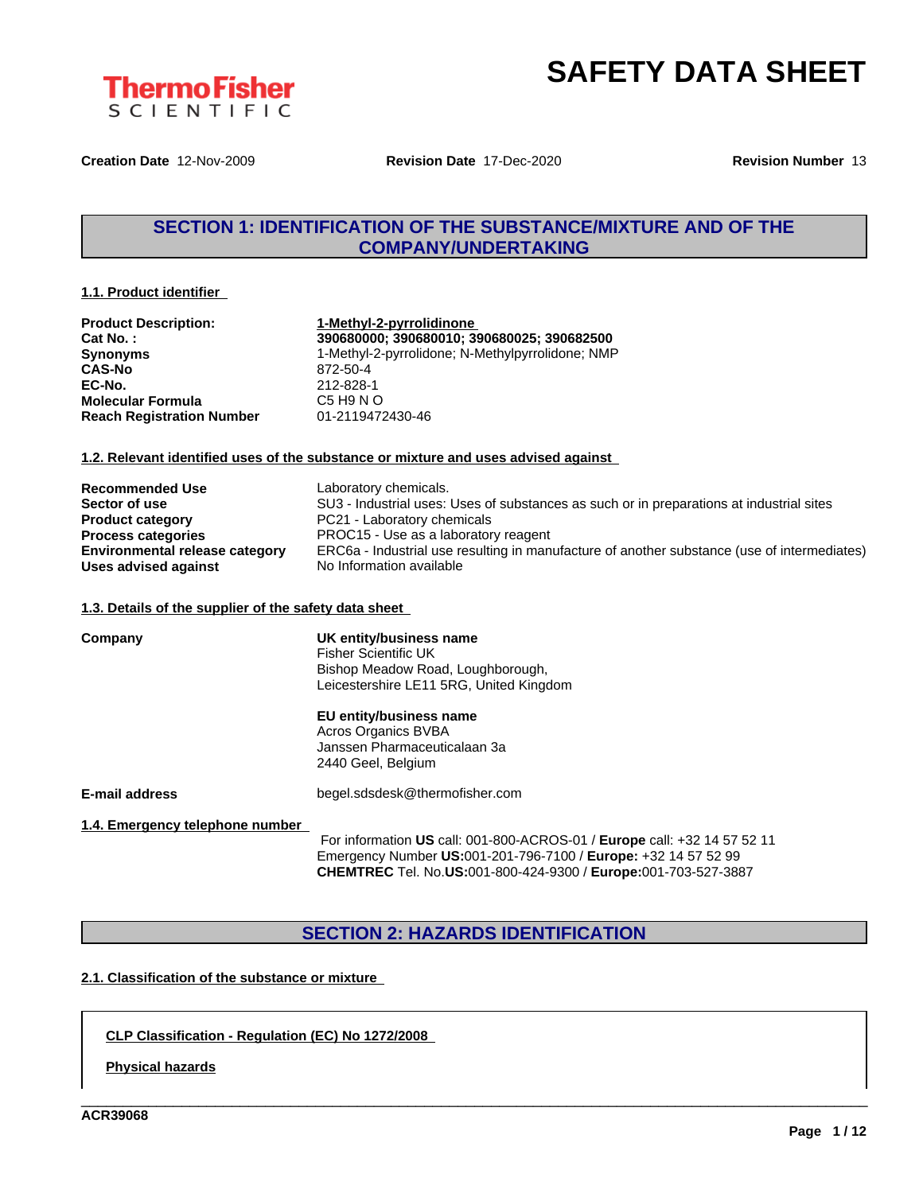ThermoFisher SCIENTIFIC

# SAFETY DATA SHEET

**Creation Date** 12-Nov-2009 **Revision Date** 17-Dec-2020 **Revision Number** 13

## SECTION 1: IDENTIFICATION OF THE SUBSTANCE/MIXTURE AND OF THE COMPANY/UNDERTAKING

### 1.1. Product identifier

| | |
|---|---|
| **Product Description:** | **1-Methyl-2-pyrrolidinone** |
| **Cat No. :** | **390680000; 390680010; 390680025; 390682500** |
| **Synonyms** | 1-Methyl-2-pyrrolidone; N-Methylpyrrolidone; NMP |
| **CAS-No** | 872-50-4 |
| **EC-No.** | 212-828-1 |
| **Molecular Formula** | C5 H9 N O |
| **Reach Registration Number** | 01-2119472430-46 |

### 1.2. Relevant identified uses of the substance or mixture and uses advised against

| | |
|---|---|
| **Recommended Use** | Laboratory chemicals. |
| **Sector of use** | SU3 - Industrial uses: Uses of substances as such or in preparations at industrial sites |
| **Product category** | PC21 - Laboratory chemicals |
| **Process categories** | PROC15 - Use as a laboratory reagent |
| **Environmental release category** | ERC6a - Industrial use resulting in manufacture of another substance (use of intermediates) |
| **Uses advised against** | No Information available |

### 1.3. Details of the supplier of the safety data sheet

**Company**

**UK entity/business name**
Fisher Scientific UK
Bishop Meadow Road, Loughborough,
Leicestershire LE11 5RG, United Kingdom

**EU entity/business name**
Acros Organics BVBA
Janssen Pharmaceuticalaan 3a
2440 Geel, Belgium

**E-mail address** begel.sdsdesk@thermofisher.com

### 1.4. Emergency telephone number

For information **US** call: 001-800-ACROS-01 / **Europe** call: +32 14 57 52 11
Emergency Number **US:**001-201-796-7100 / **Europe:** +32 14 57 52 99
**CHEMTREC** Tel. No.**US:**001-800-424-9300 / **Europe:**001-703-527-3887

## SECTION 2: HAZARDS IDENTIFICATION

### 2.1. Classification of the substance or mixture

**CLP Classification - Regulation (EC) No 1272/2008**

**Physical hazards**

ACR39068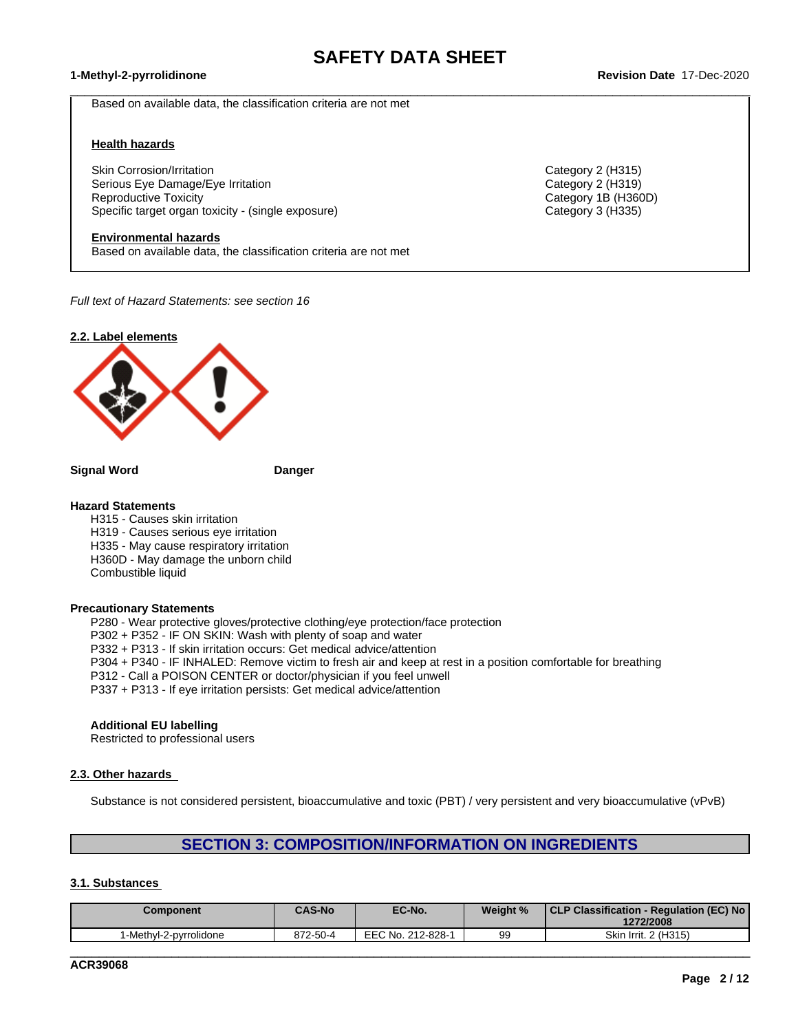Based on available data, the classification criteria are not met

**Health hazards**

| | |
|---|---|
| Skin Corrosion/Irritation | Category 2 (H315) |
| Serious Eye Damage/Eye Irritation | Category 2 (H319) |
| Reproductive Toxicity | Category 1B (H360D) |
| Specific target organ toxicity - (single exposure) | Category 3 (H335) |

**Environmental hazards**

Based on available data, the classification criteria are not met

*Full text of Hazard Statements: see section 16*

### 2.2. Label elements

**Signal Word** **Danger**

**Hazard Statements**

H315 - Causes skin irritation
H319 - Causes serious eye irritation
H335 - May cause respiratory irritation
H360D - May damage the unborn child
Combustible liquid

**Precautionary Statements**

P280 - Wear protective gloves/protective clothing/eye protection/face protection
P302 + P352 - IF ON SKIN: Wash with plenty of soap and water
P332 + P313 - If skin irritation occurs: Get medical advice/attention
P304 + P340 - IF INHALED: Remove victim to fresh air and keep at rest in a position comfortable for breathing
P312 - Call a POISON CENTER or doctor/physician if you feel unwell
P337 + P313 - If eye irritation persists: Get medical advice/attention

**Additional EU labelling**

Restricted to professional users

### 2.3. Other hazards

Substance is not considered persistent, bioaccumulative and toxic (PBT) / very persistent and very bioaccumulative (vPvB)

## SECTION 3: COMPOSITION/INFORMATION ON INGREDIENTS

### 3.1. Substances

| Component | CAS-No | EC-No. | Weight % | CLP Classification - Regulation (EC) No 1272/2008 |
|---|---|---|---|---|
| 1-Methyl-2-pyrrolidone | 872-50-4 | EEC No. 212-828-1 | 99 | Skin Irrit. 2 (H315) |

ACR39068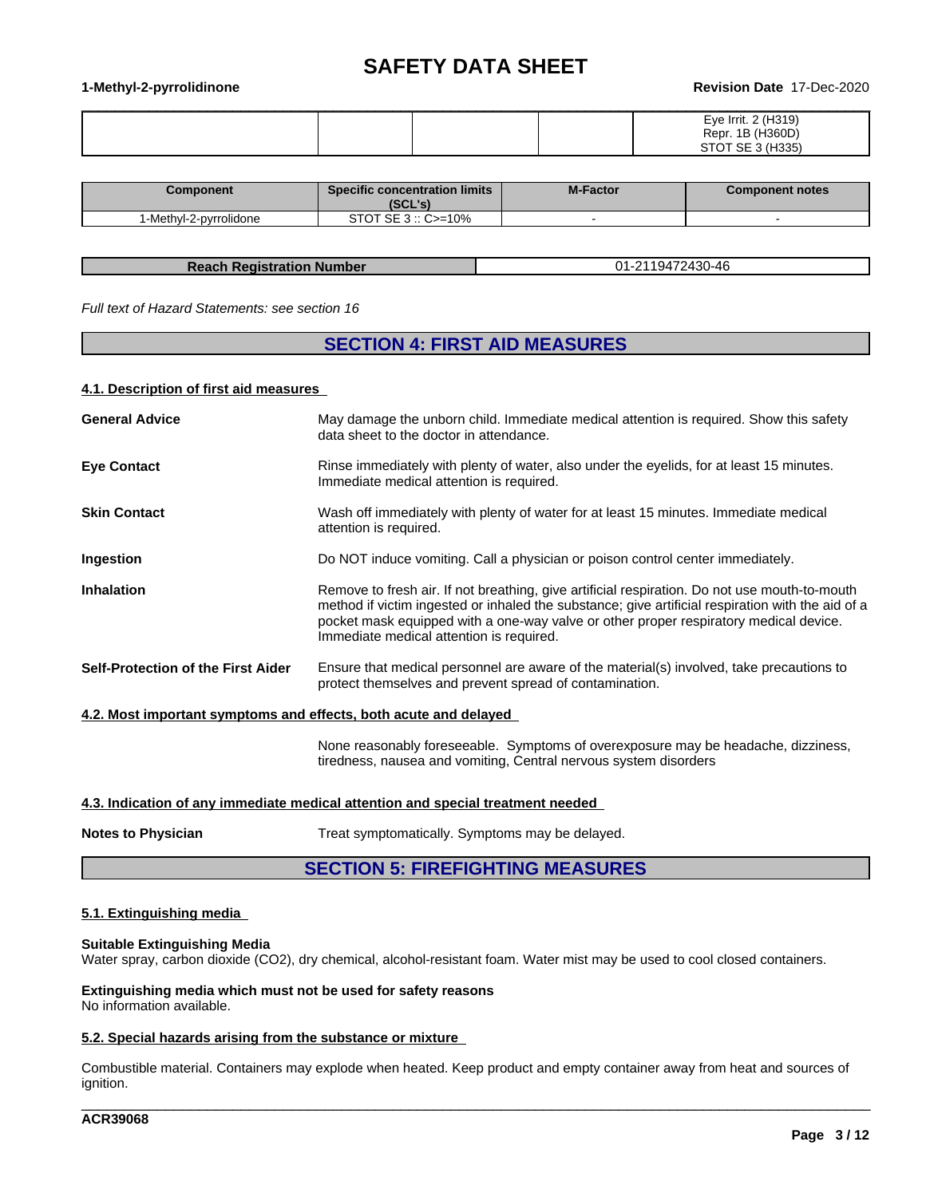| | | | | |
|---|---|---|---|---|
| | | | | Eye Irrit. 2 (H319)<br>Repr. 1B (H360D)<br>STOT SE 3 (H335) |

| Component | Specific concentration limits (SCL's) | M-Factor | Component notes |
|---|---|---|---|
| 1-Methyl-2-pyrrolidone | STOT SE 3 :: C>=10% | - | - |

| Reach Registration Number | 01-2119472430-46 |
|---|---|

*Full text of Hazard Statements: see section 16*

# SECTION 4: FIRST AID MEASURES

## 4.1. Description of first aid measures

**General Advice**
May damage the unborn child. Immediate medical attention is required. Show this safety data sheet to the doctor in attendance.

**Eye Contact**
Rinse immediately with plenty of water, also under the eyelids, for at least 15 minutes. Immediate medical attention is required.

**Skin Contact**
Wash off immediately with plenty of water for at least 15 minutes. Immediate medical attention is required.

**Ingestion**
Do NOT induce vomiting. Call a physician or poison control center immediately.

**Inhalation**
Remove to fresh air. If not breathing, give artificial respiration. Do not use mouth-to-mouth method if victim ingested or inhaled the substance; give artificial respiration with the aid of a pocket mask equipped with a one-way valve or other proper respiratory medical device. Immediate medical attention is required.

**Self-Protection of the First Aider**
Ensure that medical personnel are aware of the material(s) involved, take precautions to protect themselves and prevent spread of contamination.

## 4.2. Most important symptoms and effects, both acute and delayed

None reasonably foreseeable. Symptoms of overexposure may be headache, dizziness, tiredness, nausea and vomiting, Central nervous system disorders

## 4.3. Indication of any immediate medical attention and special treatment needed

**Notes to Physician**
Treat symptomatically. Symptoms may be delayed.

# SECTION 5: FIREFIGHTING MEASURES

## 5.1. Extinguishing media

**Suitable Extinguishing Media**
Water spray, carbon dioxide ($CO_2$), dry chemical, alcohol-resistant foam. Water mist may be used to cool closed containers.

**Extinguishing media which must not be used for safety reasons**
No information available.

## 5.2. Special hazards arising from the substance or mixture

Combustible material. Containers may explode when heated. Keep product and empty container away from heat and sources of ignition.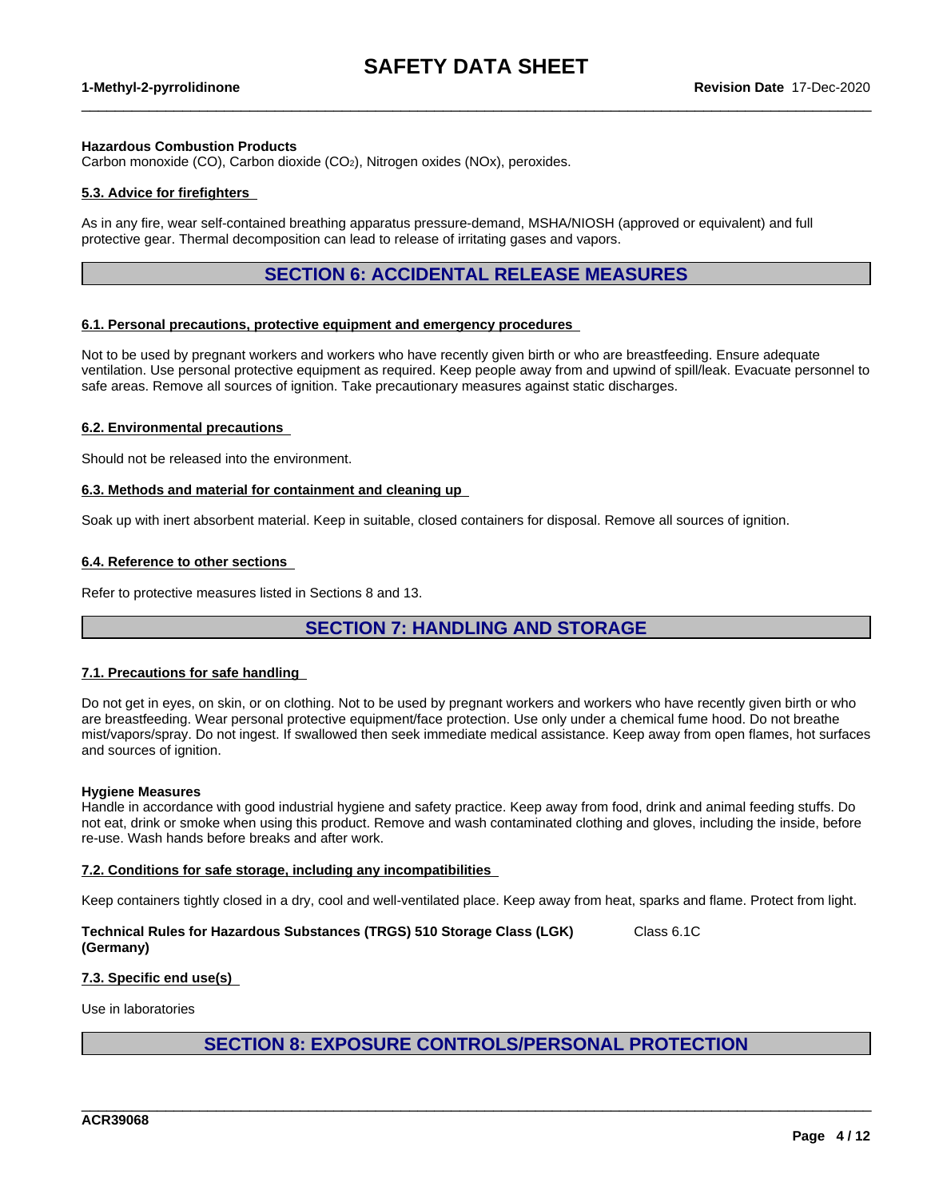**Hazardous Combustion Products**
Carbon monoxide (CO), Carbon dioxide ($CO_2$), Nitrogen oxides (NOx), peroxides.

### 5.3. Advice for firefighters

As in any fire, wear self-contained breathing apparatus pressure-demand, MSHA/NIOSH (approved or equivalent) and full protective gear. Thermal decomposition can lead to release of irritating gases and vapors.

## SECTION 6: ACCIDENTAL RELEASE MEASURES

### 6.1. Personal precautions, protective equipment and emergency procedures

Not to be used by pregnant workers and workers who have recently given birth or who are breastfeeding. Ensure adequate ventilation. Use personal protective equipment as required. Keep people away from and upwind of spill/leak. Evacuate personnel to safe areas. Remove all sources of ignition. Take precautionary measures against static discharges.

### 6.2. Environmental precautions

Should not be released into the environment.

### 6.3. Methods and material for containment and cleaning up

Soak up with inert absorbent material. Keep in suitable, closed containers for disposal. Remove all sources of ignition.

### 6.4. Reference to other sections

Refer to protective measures listed in Sections 8 and 13.

## SECTION 7: HANDLING AND STORAGE

### 7.1. Precautions for safe handling

Do not get in eyes, on skin, or on clothing. Not to be used by pregnant workers and workers who have recently given birth or who are breastfeeding. Wear personal protective equipment/face protection. Use only under a chemical fume hood. Do not breathe mist/vapors/spray. Do not ingest. If swallowed then seek immediate medical assistance. Keep away from open flames, hot surfaces and sources of ignition.

**Hygiene Measures**
Handle in accordance with good industrial hygiene and safety practice. Keep away from food, drink and animal feeding stuffs. Do not eat, drink or smoke when using this product. Remove and wash contaminated clothing and gloves, including the inside, before re-use. Wash hands before breaks and after work.

### 7.2. Conditions for safe storage, including any incompatibilities

Keep containers tightly closed in a dry, cool and well-ventilated place. Keep away from heat, sparks and flame. Protect from light.

**Technical Rules for Hazardous Substances (TRGS) 510 Storage Class (LGK) (Germany)** Class 6.1C

### 7.3. Specific end use(s)

Use in laboratories

## SECTION 8: EXPOSURE CONTROLS/PERSONAL PROTECTION

ACR39068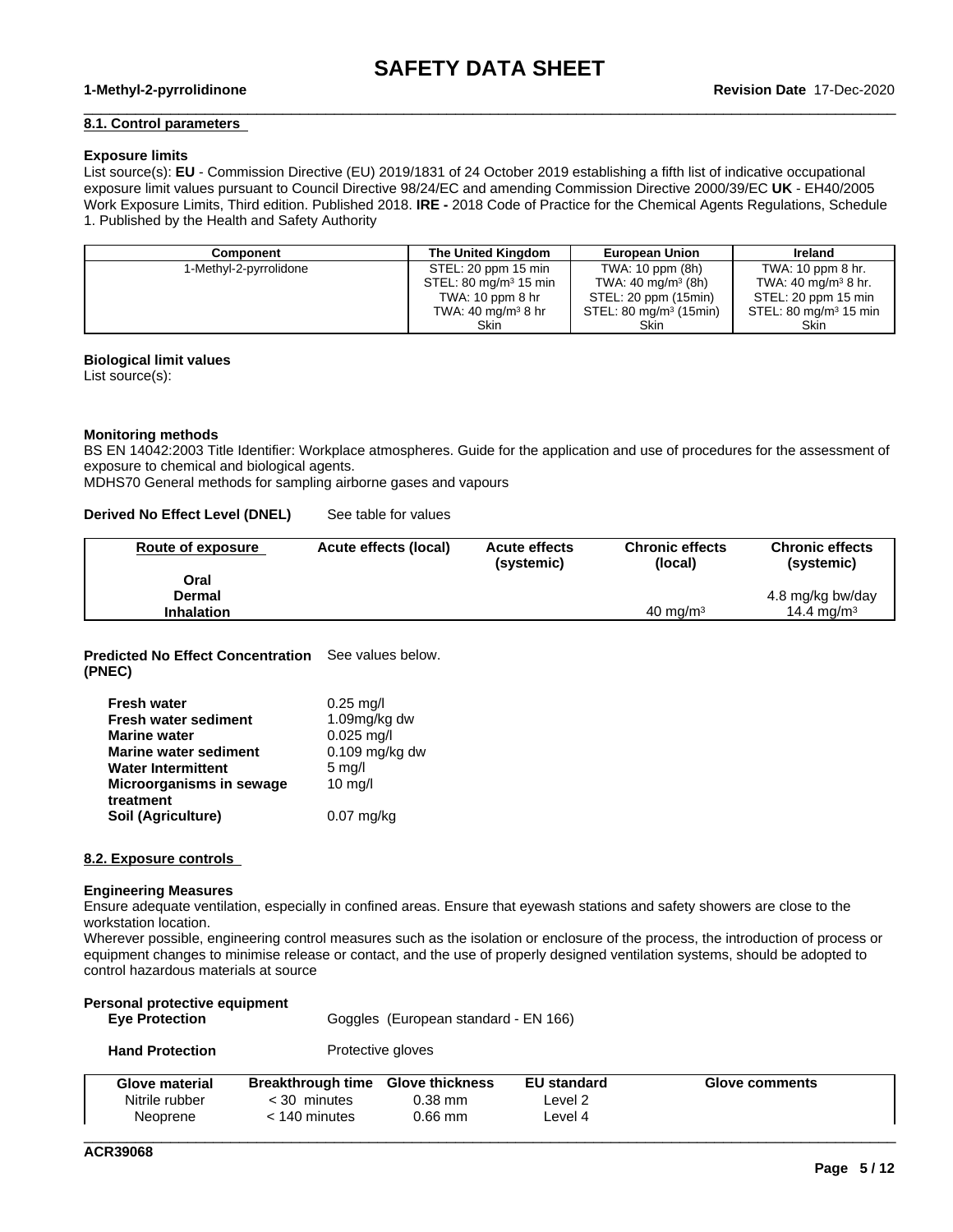### 8.1. Control parameters

**Exposure limits**

List source(s): **EU** - Commission Directive (EU) 2019/1831 of 24 October 2019 establishing a fifth list of indicative occupational exposure limit values pursuant to Council Directive 98/24/EC and amending Commission Directive 2000/39/EC **UK** - EH40/2005 Work Exposure Limits, Third edition. Published 2018. **IRE -** 2018 Code of Practice for the Chemical Agents Regulations, Schedule 1. Published by the Health and Safety Authority

| Component | The United Kingdom | European Union | Ireland |
|---|---|---|---|
| 1-Methyl-2-pyrrolidone | STEL: 20 ppm 15 min<br>STEL: 80 mg/m³ 15 min<br>TWA: 10 ppm 8 hr<br>TWA: 40 mg/m³ 8 hr<br>Skin | TWA: 10 ppm (8h)<br>TWA: 40 mg/m³ (8h)<br>STEL: 20 ppm (15min)<br>STEL: 80 mg/m³ (15min)<br>Skin | TWA: 10 ppm 8 hr.<br>TWA: 40 mg/m³ 8 hr.<br>STEL: 20 ppm 15 min<br>STEL: 80 mg/m³ 15 min<br>Skin |

**Biological limit values**

List source(s):

**Monitoring methods**

BS EN 14042:2003 Title Identifier: Workplace atmospheres. Guide for the application and use of procedures for the assessment of exposure to chemical and biological agents.
MDHS70 General methods for sampling airborne gases and vapours

**Derived No Effect Level (DNEL)** See table for values

| Route of exposure | Acute effects (local) | Acute effects (systemic) | Chronic effects (local) | Chronic effects (systemic) |
|---|---|---|---|---|
| **Oral** | | | | |
| **Dermal** | | | | 4.8 mg/kg bw/day |
| **Inhalation** | | | 40 mg/m³ | 14.4 mg/m³ |

**Predicted No Effect Concentration (PNEC)** See values below.

| | |
|---|---|
| **Fresh water** | 0.25 mg/l |
| **Fresh water sediment** | 1.09mg/kg dw |
| **Marine water** | 0.025 mg/l |
| **Marine water sediment** | 0.109 mg/kg dw |
| **Water Intermittent** | 5 mg/l |
| **Microorganisms in sewage treatment** | 10 mg/l |
| **Soil (Agriculture)** | 0.07 mg/kg |

### 8.2. Exposure controls

**Engineering Measures**

Ensure adequate ventilation, especially in confined areas. Ensure that eyewash stations and safety showers are close to the workstation location.
Wherever possible, engineering control measures such as the isolation or enclosure of the process, the introduction of process or equipment changes to minimise release or contact, and the use of properly designed ventilation systems, should be adopted to control hazardous materials at source

**Personal protective equipment**

**Eye Protection** Goggles (European standard - EN 166)

**Hand Protection** Protective gloves

| Glove material | Breakthrough time | Glove thickness | EU standard | Glove comments |
|---|---|---|---|---|
| Nitrile rubber | < 30 minutes | 0.38 mm | Level 2 | |
| Neoprene | < 140 minutes | 0.66 mm | Level 4 | |

ACR39068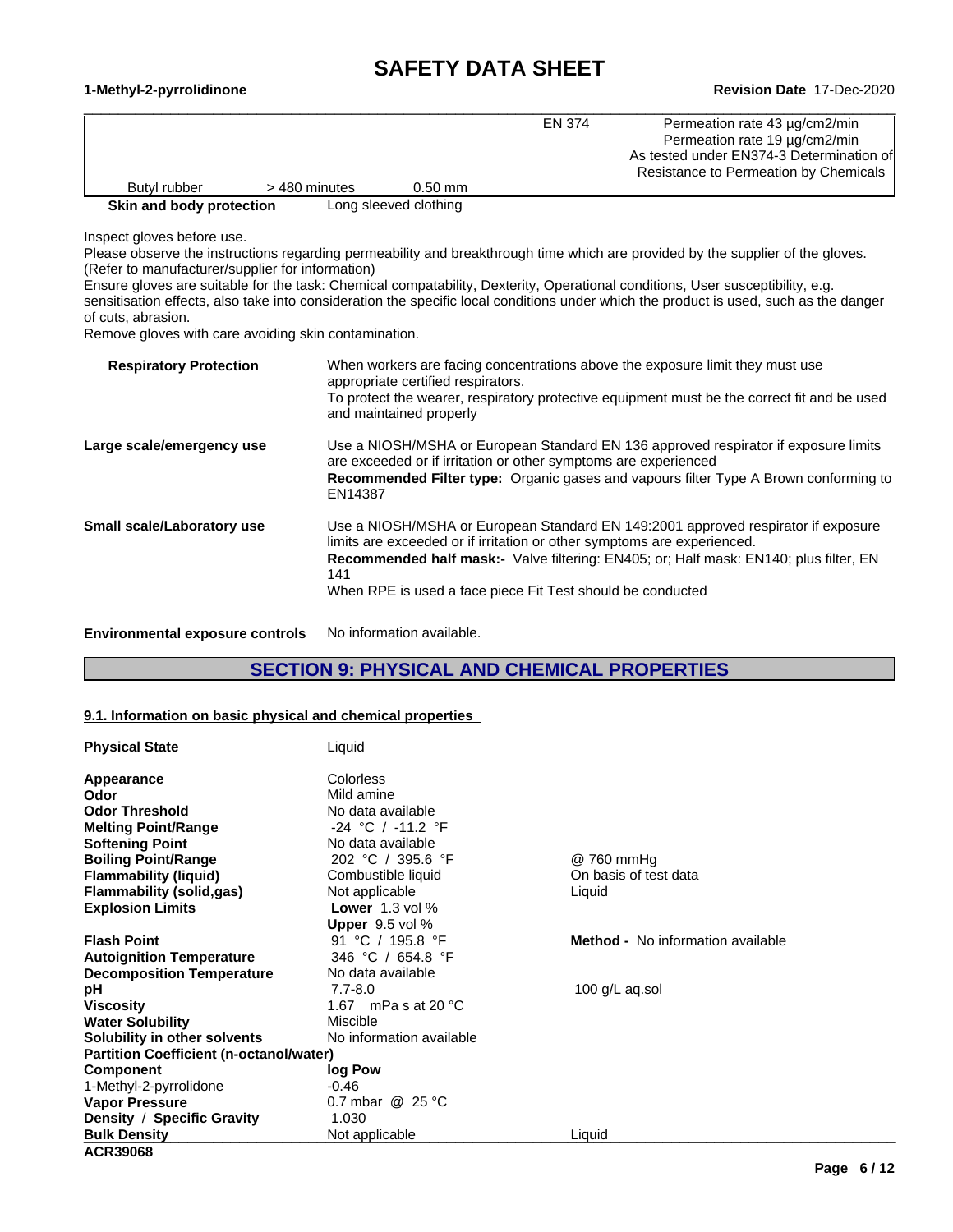| | | | EN 374 | Permeation rate 43 µg/cm2/min<br>Permeation rate 19 µg/cm2/min<br>As tested under EN374-3 Determination of Resistance to Permeation by Chemicals |
|---|---|---|---|---|
| Butyl rubber | > 480 minutes | 0.50 mm | | |

**Skin and body protection** Long sleeved clothing

Inspect gloves before use.
Please observe the instructions regarding permeability and breakthrough time which are provided by the supplier of the gloves. (Refer to manufacturer/supplier for information)
Ensure gloves are suitable for the task: Chemical compatability, Dexterity, Operational conditions, User susceptibility, e.g. sensitisation effects, also take into consideration the specific local conditions under which the product is used, such as the danger of cuts, abrasion.
Remove gloves with care avoiding skin contamination.

**Respiratory Protection**

When workers are facing concentrations above the exposure limit they must use appropriate certified respirators.
To protect the wearer, respiratory protective equipment must be the correct fit and be used and maintained properly

**Large scale/emergency use**

Use a NIOSH/MSHA or European Standard EN 136 approved respirator if exposure limits are exceeded or if irritation or other symptoms are experienced
**Recommended Filter type:** Organic gases and vapours filter Type A Brown conforming to EN14387

**Small scale/Laboratory use**

Use a NIOSH/MSHA or European Standard EN 149:2001 approved respirator if exposure limits are exceeded or if irritation or other symptoms are experienced.
**Recommended half mask:-** Valve filtering: EN405; or; Half mask: EN140; plus filter, EN 141
When RPE is used a face piece Fit Test should be conducted

**Environmental exposure controls** No information available.

## SECTION 9: PHYSICAL AND CHEMICAL PROPERTIES

### 9.1. Information on basic physical and chemical properties

| | | |
|---|---|---|
| **Physical State** | Liquid | |
| **Appearance** | Colorless | |
| **Odor** | Mild amine | |
| **Odor Threshold** | No data available | |
| **Melting Point/Range** | -24 °C / -11.2 °F | |
| **Softening Point** | No data available | |
| **Boiling Point/Range** | 202 °C / 395.6 °F | @ 760 mmHg |
| **Flammability (liquid)** | Combustible liquid | On basis of test data |
| **Flammability (solid,gas)** | Not applicable | Liquid |
| **Explosion Limits** | **Lower** 1.3 vol %<br>**Upper** 9.5 vol % | |
| **Flash Point** | 91 °C / 195.8 °F | **Method -** No information available |
| **Autoignition Temperature** | 346 °C / 654.8 °F | |
| **Decomposition Temperature** | No data available | |
| **pH** | 7.7-8.0 | 100 g/L aq.sol |
| **Viscosity** | 1.67 mPa s at 20 °C | |
| **Water Solubility** | Miscible | |
| **Solubility in other solvents** | No information available | |
| **Partition Coefficient (n-octanol/water)** | | |
| **Component** | **log Pow** | |
| 1-Methyl-2-pyrrolidone | -0.46 | |
| **Vapor Pressure** | 0.7 mbar @ 25 °C | |
| **Density / Specific Gravity** | 1.030 | |
| **Bulk Density** | Not applicable | Liquid |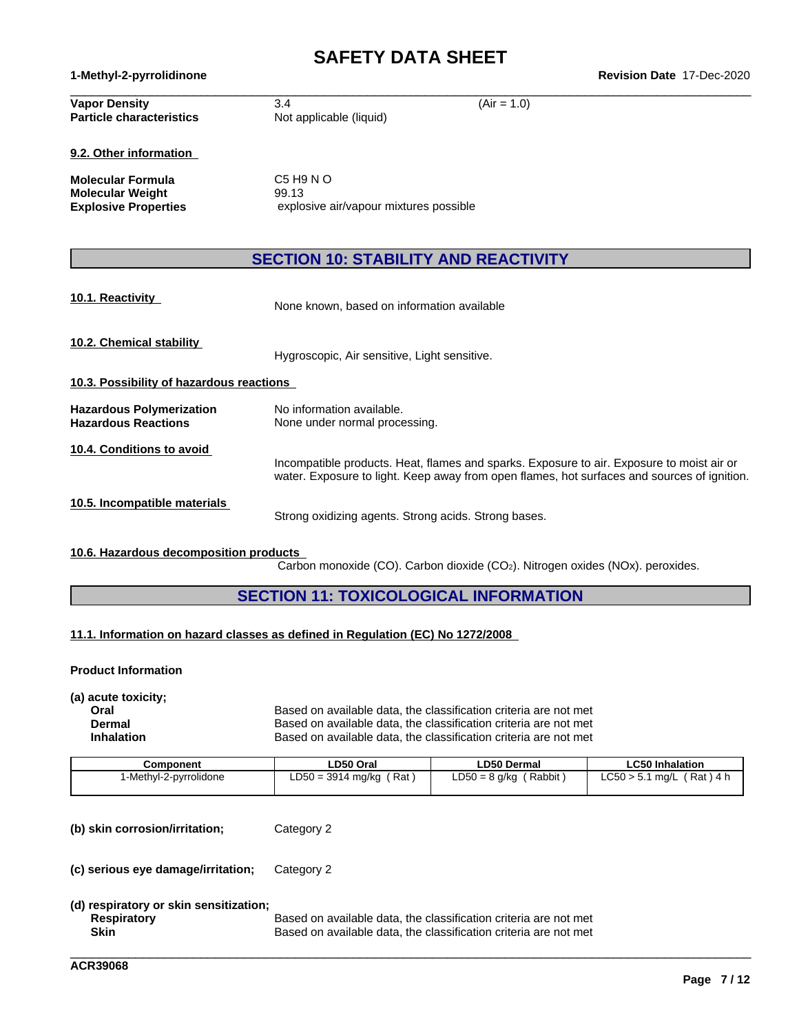| | | |
|---|---|---|
| **Vapor Density** | 3.4 | (Air = 1.0) |
| **Particle characteristics** | Not applicable (liquid) | |

**9.2. Other information**

| | |
|---|---|
| **Molecular Formula** | C5 H9 N O |
| **Molecular Weight** | 99.13 |
| **Explosive Properties** | explosive air/vapour mixtures possible |

## SECTION 10: STABILITY AND REACTIVITY

**10.1. Reactivity**

None known, based on information available

**10.2. Chemical stability**

Hygroscopic, Air sensitive, Light sensitive.

**10.3. Possibility of hazardous reactions**

| | |
|---|---|
| **Hazardous Polymerization** | No information available. |
| **Hazardous Reactions** | None under normal processing. |

**10.4. Conditions to avoid**

Incompatible products. Heat, flames and sparks. Exposure to air. Exposure to moist air or water. Exposure to light. Keep away from open flames, hot surfaces and sources of ignition.

**10.5. Incompatible materials**

Strong oxidizing agents. Strong acids. Strong bases.

**10.6. Hazardous decomposition products**

Carbon monoxide (CO). Carbon dioxide ($CO_2$). Nitrogen oxides (NOx). peroxides.

## SECTION 11: TOXICOLOGICAL INFORMATION

**11.1. Information on hazard classes as defined in Regulation (EC) No 1272/2008**

**Product Information**

**(a) acute toxicity;**

| | |
|---|---|
| **Oral** | Based on available data, the classification criteria are not met |
| **Dermal** | Based on available data, the classification criteria are not met |
| **Inhalation** | Based on available data, the classification criteria are not met |

| Component | LD50 Oral | LD50 Dermal | LC50 Inhalation |
|---|---|---|---|
| 1-Methyl-2-pyrrolidone | LD50 = 3914 mg/kg ( Rat ) | LD50 = 8 g/kg ( Rabbit ) | LC50 > 5.1 mg/L ( Rat ) 4 h |

**(b) skin corrosion/irritation;** Category 2

**(c) serious eye damage/irritation;** Category 2

**(d) respiratory or skin sensitization;**

| | |
|---|---|
| **Respiratory** | Based on available data, the classification criteria are not met |
| **Skin** | Based on available data, the classification criteria are not met |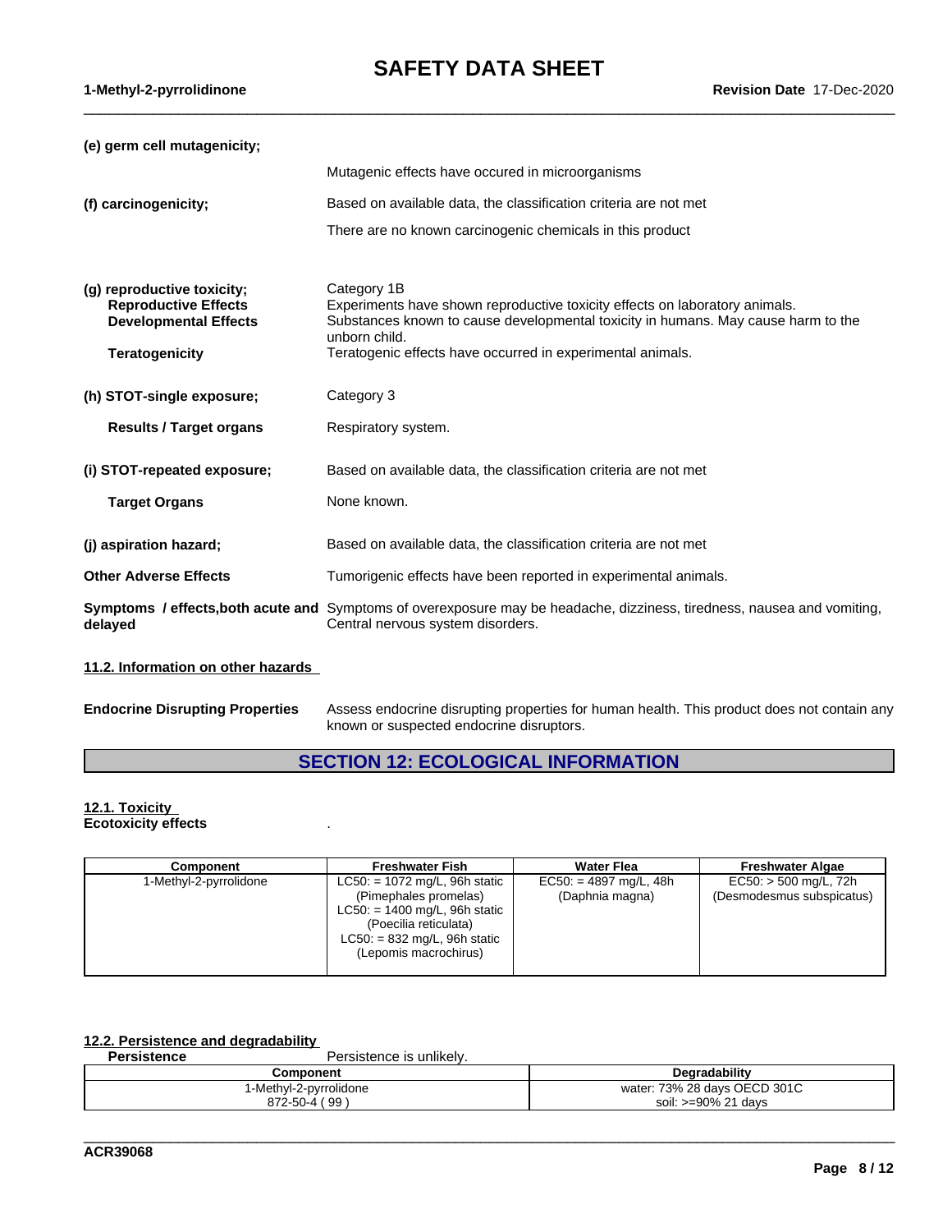**(e) germ cell mutagenicity;**

Mutagenic effects have occured in microorganisms

**(f) carcinogenicity;** Based on available data, the classification criteria are not met

There are no known carcinogenic chemicals in this product

**(g) reproductive toxicity;** Category 1B

**Reproductive Effects** Experiments have shown reproductive toxicity effects on laboratory animals.

**Developmental Effects** Substances known to cause developmental toxicity in humans. May cause harm to the unborn child.

**Teratogenicity** Teratogenic effects have occurred in experimental animals.

**(h) STOT-single exposure;** Category 3

**Results / Target organs** Respiratory system.

**(i) STOT-repeated exposure;** Based on available data, the classification criteria are not met

**Target Organs** None known.

**(j) aspiration hazard;** Based on available data, the classification criteria are not met

**Other Adverse Effects** Tumorigenic effects have been reported in experimental animals.

**Symptoms / effects,both acute and delayed** Symptoms of overexposure may be headache, dizziness, tiredness, nausea and vomiting, Central nervous system disorders.

### 11.2. Information on other hazards

**Endocrine Disrupting Properties** Assess endocrine disrupting properties for human health. This product does not contain any known or suspected endocrine disruptors.

## SECTION 12: ECOLOGICAL INFORMATION

### 12.1. Toxicity

**Ecotoxicity effects** .

| Component | Freshwater Fish | Water Flea | Freshwater Algae |
|---|---|---|---|
| 1-Methyl-2-pyrrolidone | LC50: = 1072 mg/L, 96h static (Pimephales promelas) LC50: = 1400 mg/L, 96h static (Poecilia reticulata) LC50: = 832 mg/L, 96h static (Lepomis macrochirus) | EC50: = 4897 mg/L, 48h (Daphnia magna) | EC50: > 500 mg/L, 72h (Desmodesmus subspicatus) |

### 12.2. Persistence and degradability

**Persistence** Persistence is unlikely.

| Component | Degradability |
|---|---|
| 1-Methyl-2-pyrrolidone 872-50-4 ( 99 ) | water: 73% 28 days OECD 301C soil: >=90% 21 days |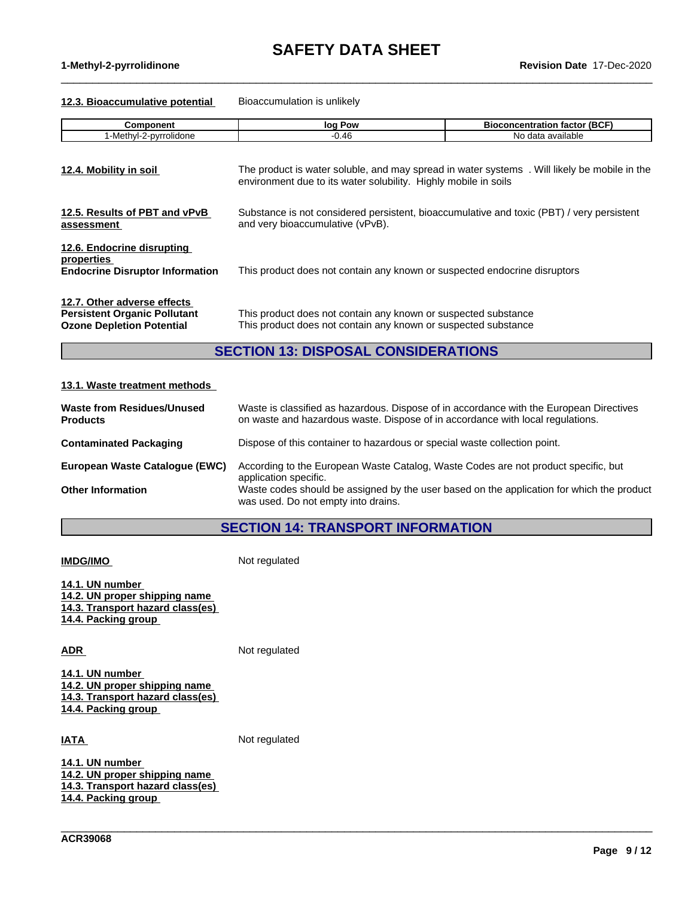**12.3. Bioaccumulative potential** Bioaccumulation is unlikely

| Component | log Pow | Bioconcentration factor (BCF) |
|---|---|---|
| 1-Methyl-2-pyrrolidone | -0.46 | No data available |

**12.4. Mobility in soil** The product is water soluble, and may spread in water systems . Will likely be mobile in the environment due to its water solubility. Highly mobile in soils

**12.5. Results of PBT and vPvB assessment** Substance is not considered persistent, bioaccumulative and toxic (PBT) / very persistent and very bioaccumulative (vPvB).

**12.6. Endocrine disrupting properties**

**Endocrine Disruptor Information** This product does not contain any known or suspected endocrine disruptors

**12.7. Other adverse effects**

**Persistent Organic Pollutant** This product does not contain any known or suspected substance

**Ozone Depletion Potential** This product does not contain any known or suspected substance

## SECTION 13: DISPOSAL CONSIDERATIONS

**13.1. Waste treatment methods**

**Waste from Residues/Unused Products** Waste is classified as hazardous. Dispose of in accordance with the European Directives on waste and hazardous waste. Dispose of in accordance with local regulations.

**Contaminated Packaging** Dispose of this container to hazardous or special waste collection point.

**European Waste Catalogue (EWC)** According to the European Waste Catalog, Waste Codes are not product specific, but application specific.

**Other Information** Waste codes should be assigned by the user based on the application for which the product was used. Do not empty into drains.

## SECTION 14: TRANSPORT INFORMATION

**IMDG/IMO** Not regulated

**14.1. UN number**
**14.2. UN proper shipping name**
**14.3. Transport hazard class(es)**
**14.4. Packing group**

**ADR** Not regulated

**14.1. UN number**
**14.2. UN proper shipping name**
**14.3. Transport hazard class(es)**
**14.4. Packing group**

**IATA** Not regulated

**14.1. UN number**
**14.2. UN proper shipping name**
**14.3. Transport hazard class(es)**
**14.4. Packing group**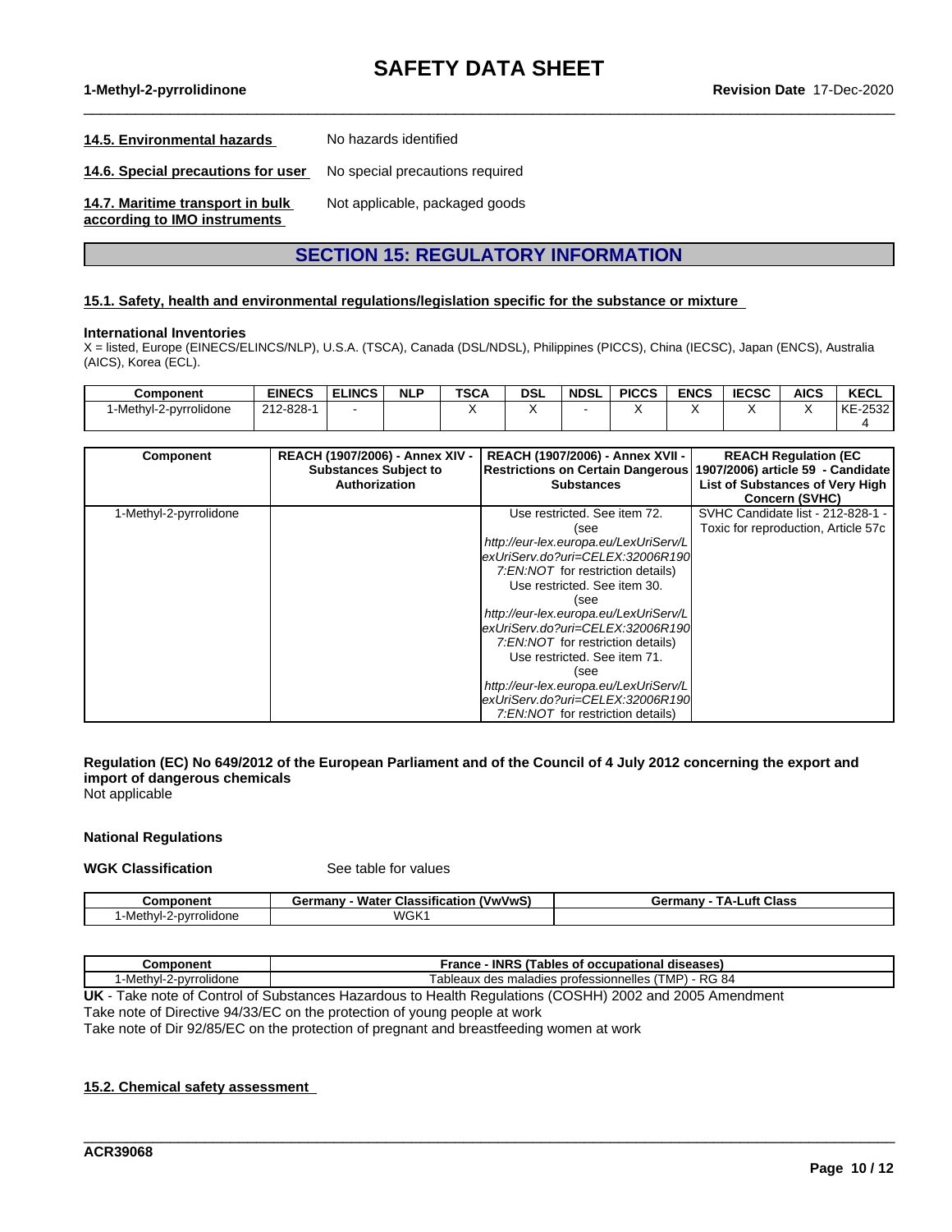**14.5. Environmental hazards** No hazards identified

**14.6. Special precautions for user** No special precautions required

**14.7. Maritime transport in bulk according to IMO instruments** Not applicable, packaged goods

## SECTION 15: REGULATORY INFORMATION

### 15.1. Safety, health and environmental regulations/legislation specific for the substance or mixture

**International Inventories**
X = listed, Europe (EINECS/ELINCS/NLP), U.S.A. (TSCA), Canada (DSL/NDSL), Philippines (PICCS), China (IECSC), Japan (ENCS), Australia (AICS), Korea (ECL).

| Component | EINECS | ELINCS | NLP | TSCA | DSL | NDSL | PICCS | ENCS | IECSC | AICS | KECL |
|---|---|---|---|---|---|---|---|---|---|---|---|
| 1-Methyl-2-pyrrolidone | 212-828-1 | - | | X | X | - | X | X | X | X | KE-25324 |

| Component | REACH (1907/2006) - Annex XIV - Substances Subject to Authorization | REACH (1907/2006) - Annex XVII - Restrictions on Certain Dangerous Substances | REACH Regulation (EC 1907/2006) article 59 - Candidate List of Substances of Very High Concern (SVHC) |
|---|---|---|---|
| 1-Methyl-2-pyrrolidone | | Use restricted. See item 72. (see *http://eur-lex.europa.eu/LexUriServ/LexUriServ.do?uri=CELEX:32006R1907:EN:NOT* for restriction details) Use restricted. See item 30. (see *http://eur-lex.europa.eu/LexUriServ/LexUriServ.do?uri=CELEX:32006R1907:EN:NOT* for restriction details) Use restricted. See item 71. (see *http://eur-lex.europa.eu/LexUriServ/LexUriServ.do?uri=CELEX:32006R1907:EN:NOT* for restriction details) | SVHC Candidate list - 212-828-1 - Toxic for reproduction, Article 57c |

**Regulation (EC) No 649/2012 of the European Parliament and of the Council of 4 July 2012 concerning the export and import of dangerous chemicals**
Not applicable

**National Regulations**

**WGK Classification** See table for values

| Component | Germany - Water Classification (VwVwS) | Germany - TA-Luft Class |
|---|---|---|
| 1-Methyl-2-pyrrolidone | WGK1 | |

| Component | France - INRS (Tables of occupational diseases) |
|---|---|
| 1-Methyl-2-pyrrolidone | Tableaux des maladies professionnelles (TMP) - RG 84 |

**UK** - Take note of Control of Substances Hazardous to Health Regulations (COSHH) 2002 and 2005 Amendment
Take note of Directive 94/33/EC on the protection of young people at work
Take note of Dir 92/85/EC on the protection of pregnant and breastfeeding women at work

### 15.2. Chemical safety assessment

ACR39068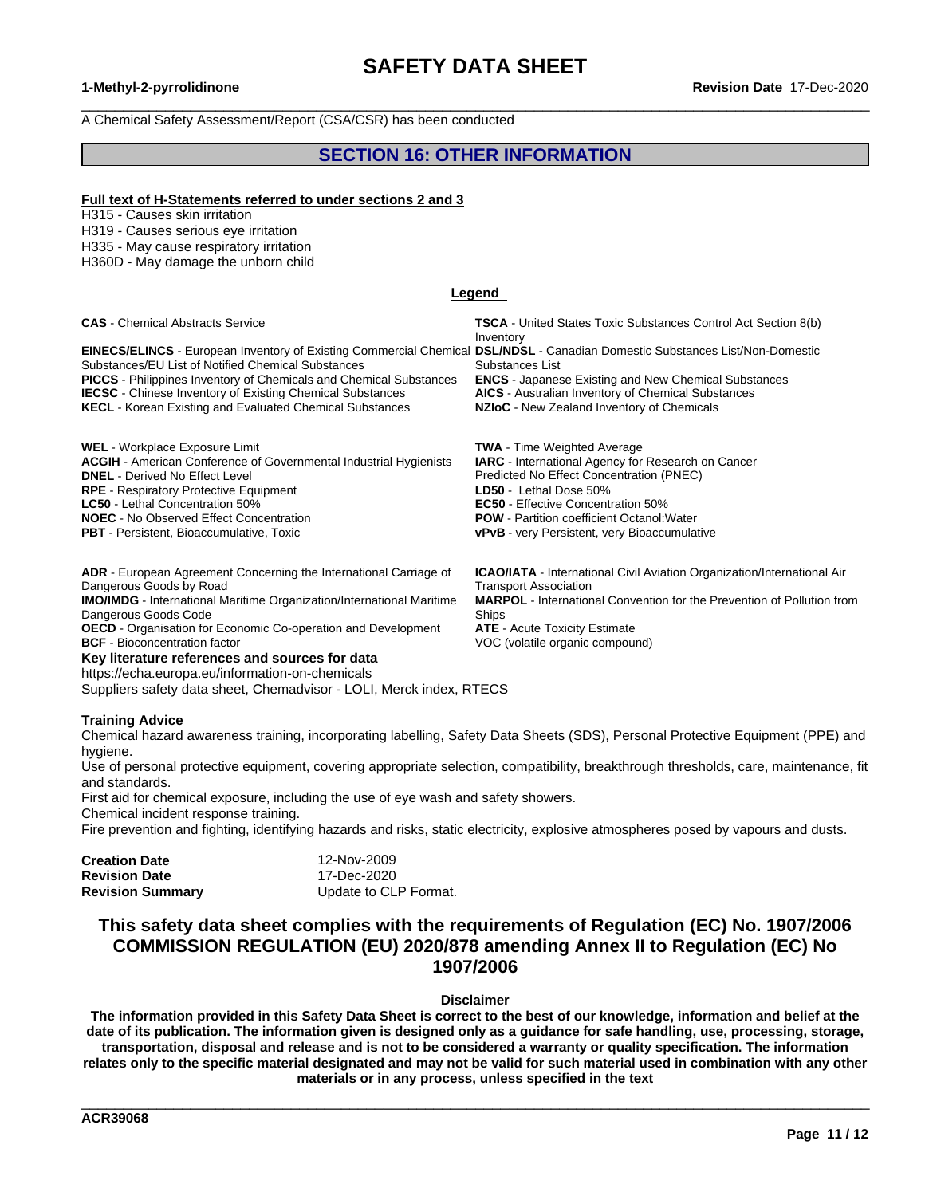A Chemical Safety Assessment/Report (CSA/CSR) has been conducted

## SECTION 16: OTHER INFORMATION

**Full text of H-Statements referred to under sections 2 and 3**

H315 - Causes skin irritation
H319 - Causes serious eye irritation
H335 - May cause respiratory irritation
H360D - May damage the unborn child

**Legend**

**CAS** - Chemical Abstracts Service
**TSCA** - United States Toxic Substances Control Act Section 8(b) Inventory
**EINECS/ELINCS** - European Inventory of Existing Commercial Chemical Substances/EU List of Notified Chemical Substances
**DSL/NDSL** - Canadian Domestic Substances List/Non-Domestic Substances List
**PICCS** - Philippines Inventory of Chemicals and Chemical Substances
**ENCS** - Japanese Existing and New Chemical Substances
**IECSC** - Chinese Inventory of Existing Chemical Substances
**AICS** - Australian Inventory of Chemical Substances
**KECL** - Korean Existing and Evaluated Chemical Substances
**NZIoC** - New Zealand Inventory of Chemicals

**WEL** - Workplace Exposure Limit
**TWA** - Time Weighted Average
**ACGIH** - American Conference of Governmental Industrial Hygienists
**IARC** - International Agency for Research on Cancer
**DNEL** - Derived No Effect Level
Predicted No Effect Concentration (PNEC)
**RPE** - Respiratory Protective Equipment
**LD50** - Lethal Dose 50%
**LC50** - Lethal Concentration 50%
**EC50** - Effective Concentration 50%
**NOEC** - No Observed Effect Concentration
**POW** - Partition coefficient Octanol:Water
**PBT** - Persistent, Bioaccumulative, Toxic
**vPvB** - very Persistent, very Bioaccumulative

**ADR** - European Agreement Concerning the International Carriage of Dangerous Goods by Road
**ICAO/IATA** - International Civil Aviation Organization/International Air Transport Association
**IMO/IMDG** - International Maritime Organization/International Maritime Dangerous Goods Code
**MARPOL** - International Convention for the Prevention of Pollution from Ships
**OECD** - Organisation for Economic Co-operation and Development
**ATE** - Acute Toxicity Estimate
**BCF** - Bioconcentration factor
VOC (volatile organic compound)

**Key literature references and sources for data**

https://echa.europa.eu/information-on-chemicals
Suppliers safety data sheet, Chemadvisor - LOLI, Merck index, RTECS

**Training Advice**

Chemical hazard awareness training, incorporating labelling, Safety Data Sheets (SDS), Personal Protective Equipment (PPE) and hygiene.
Use of personal protective equipment, covering appropriate selection, compatibility, breakthrough thresholds, care, maintenance, fit and standards.
First aid for chemical exposure, including the use of eye wash and safety showers.
Chemical incident response training.
Fire prevention and fighting, identifying hazards and risks, static electricity, explosive atmospheres posed by vapours and dusts.

| | |
|---|---|
| **Creation Date** | 12-Nov-2009 |
| **Revision Date** | 17-Dec-2020 |
| **Revision Summary** | Update to CLP Format. |

### This safety data sheet complies with the requirements of Regulation (EC) No. 1907/2006 COMMISSION REGULATION (EU) 2020/878 amending Annex II to Regulation (EC) No 1907/2006

**Disclaimer**

**The information provided in this Safety Data Sheet is correct to the best of our knowledge, information and belief at the date of its publication. The information given is designed only as a guidance for safe handling, use, processing, storage, transportation, disposal and release and is not to be considered a warranty or quality specification. The information relates only to the specific material designated and may not be valid for such material used in combination with any other materials or in any process, unless specified in the text**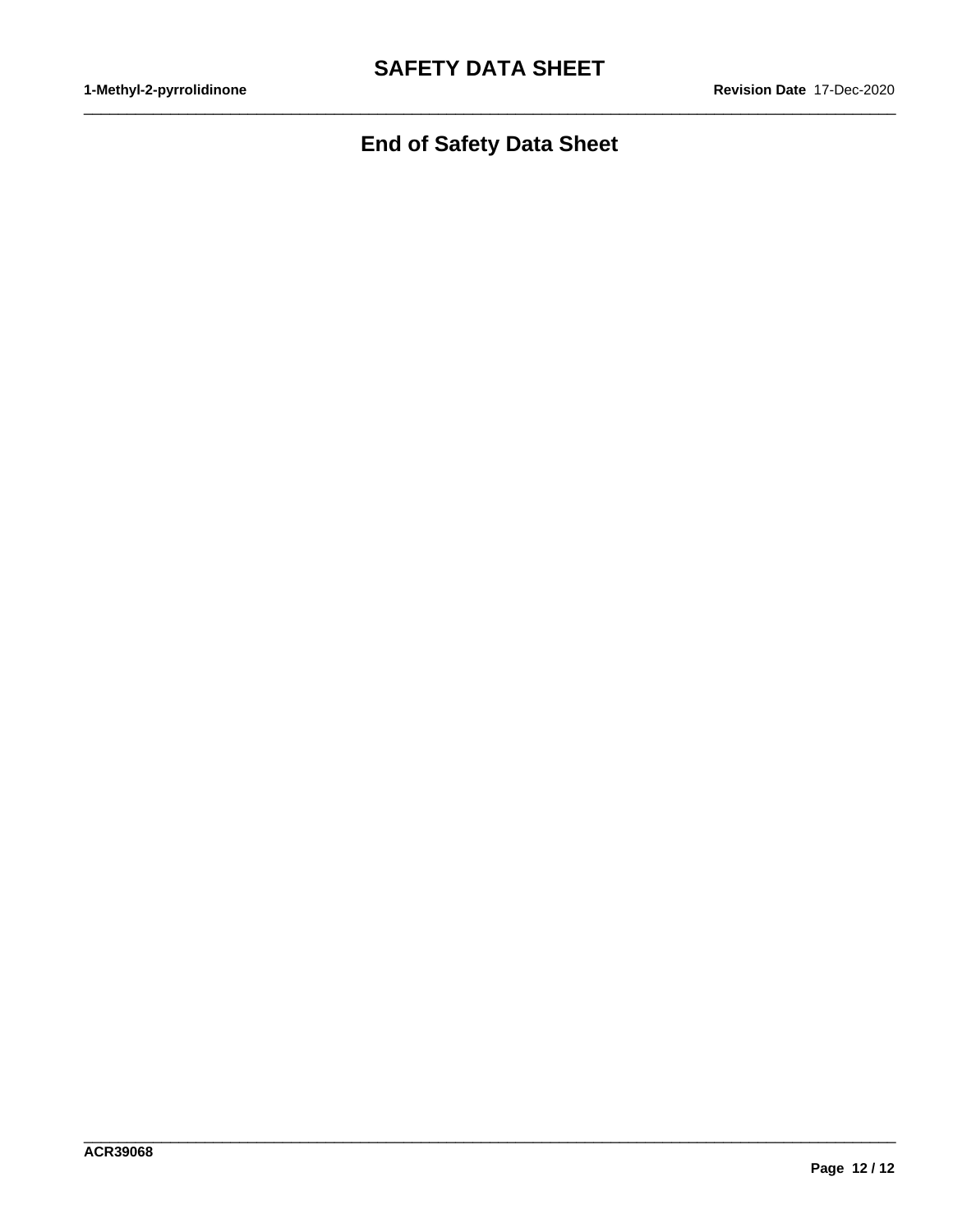# End of Safety Data Sheet